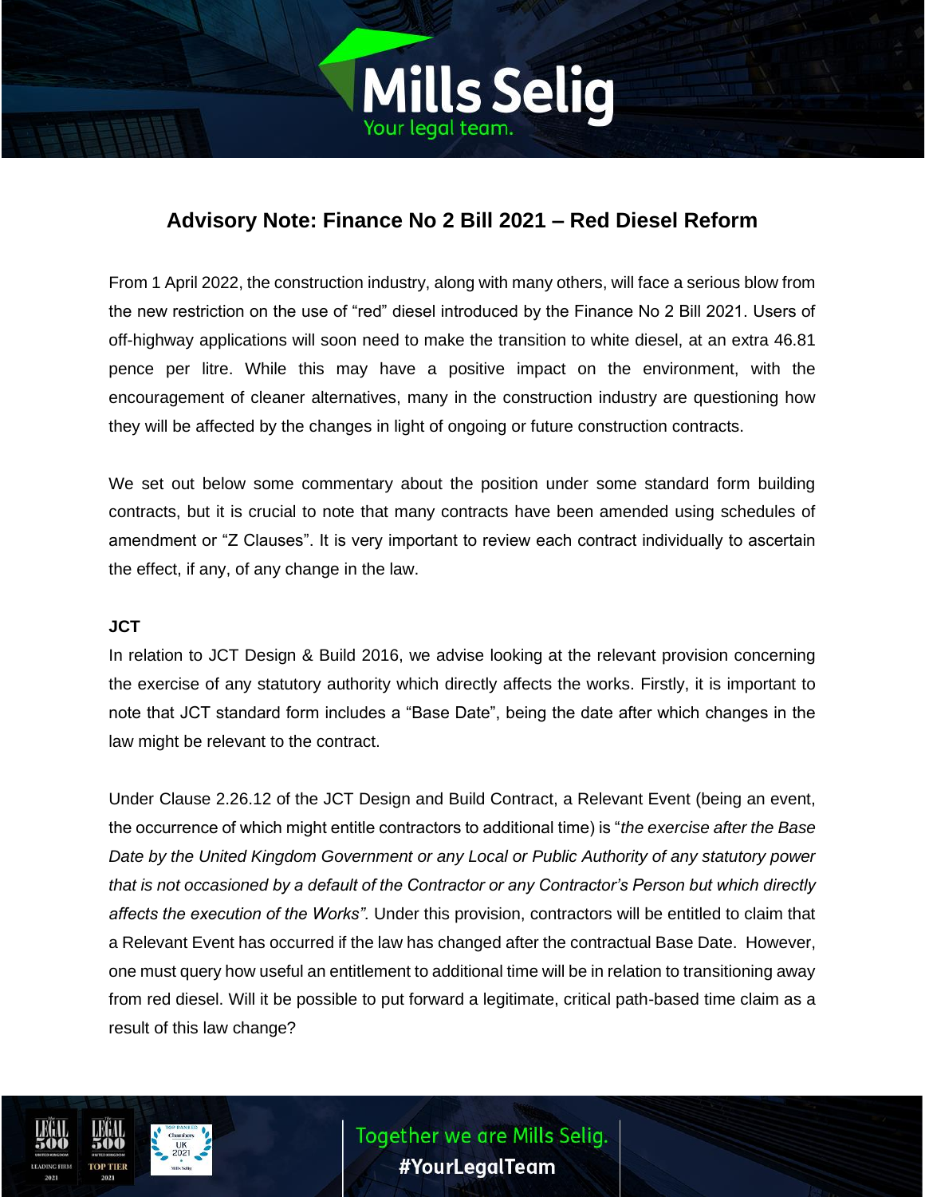# Advisory Note: Finance No 2 Bill 2021 – Red Diesel Reform

From 1 April 2022, the construction industry, along with many others, will face a serious blow from the new restriction on the use of "red" diesel introduced by the Finance No 2 Bill 2021. Users of off-highway applications will soon need to make the transition to white diesel, at an extra 46.81 pence per litre. While this may have a positive impact on the environment, with the encouragement of cleaner alternatives, many in the construction industry are questioning how they will be affected by the changes in light of ongoing or future construction contracts.

We set out below some commentary about the position under some standard form building contracts, but it is crucial to note that many contracts have been amended using schedules of amendment or "Z Clauses". It is very important to review each contract individually to ascertain the effect, if any, of any change in the law.

**JCT**

In relation to JCT Design & Build 2016, we advise looking at the relevant provision concerning the exercise of any statutory authority which directly affects the works. Firstly, it is important to note that JCT standard form includes a "Base Date", being the date after which changes in the law might be relevant to the contract.

Under Clause 2.26.12 of the JCT Design and Build Contract, a Relevant Event (being an event, the occurrence of which might entitle contractors to additional time) is "*the exercise after the Base Date by the United Kingdom Government or any Local or Public Authority of any statutory power that is not occasioned by a default of the Contractor or any Contractor's Person but which directly affects the execution of the Works".* Under this provision, contractors will be entitled to claim that a Relevant Event has occurred if the law has changed after the contractual Base Date. However, one must query how useful an entitlement to additional time will be in relation to transitioning away from red diesel. Will it be possible to put forward a legitimate, critical path-based time claim as a result of this law change?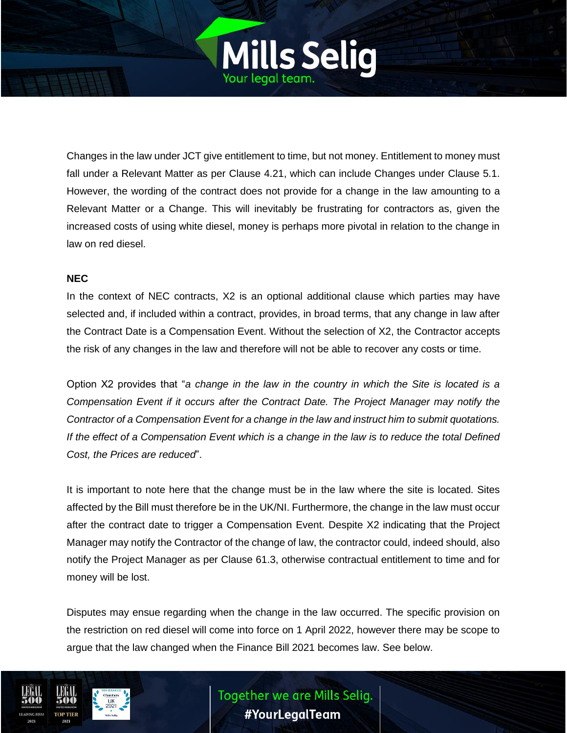Changes in the law under JCT give entitlement to time, but not money. Entitlement to money must fall under a Relevant Matter as per Clause 4.21, which can include Changes under Clause 5.1. However, the wording of the contract does not provide for a change in the law amounting to a Relevant Matter or a Change. This will inevitably be frustrating for contractors as, given the increased costs of using white diesel, money is perhaps more pivotal in relation to the change in law on red diesel.

**NEC**

In the context of NEC contracts, X2 is an optional additional clause which parties may have selected and, if included within a contract, provides, in broad terms, that any change in law after the Contract Date is a Compensation Event. Without the selection of X2, the Contractor accepts the risk of any changes in the law and therefore will not be able to recover any costs or time.

Option X2 provides that "*a change in the law in the country in which the Site is located is a Compensation Event if it occurs after the Contract Date. The Project Manager may notify the Contractor of a Compensation Event for a change in the law and instruct him to submit quotations. If the effect of a Compensation Event which is a change in the law is to reduce the total Defined Cost, the Prices are reduced*".

It is important to note here that the change must be in the law where the site is located. Sites affected by the Bill must therefore be in the UK/NI. Furthermore, the change in the law must occur after the contract date to trigger a Compensation Event. Despite X2 indicating that the Project Manager may notify the Contractor of the change of law, the contractor could, indeed should, also notify the Project Manager as per Clause 61.3, otherwise contractual entitlement to time and for money will be lost.

Disputes may ensue regarding when the change in the law occurred. The specific provision on the restriction on red diesel will come into force on 1 April 2022, however there may be scope to argue that the law changed when the Finance Bill 2021 becomes law. See below.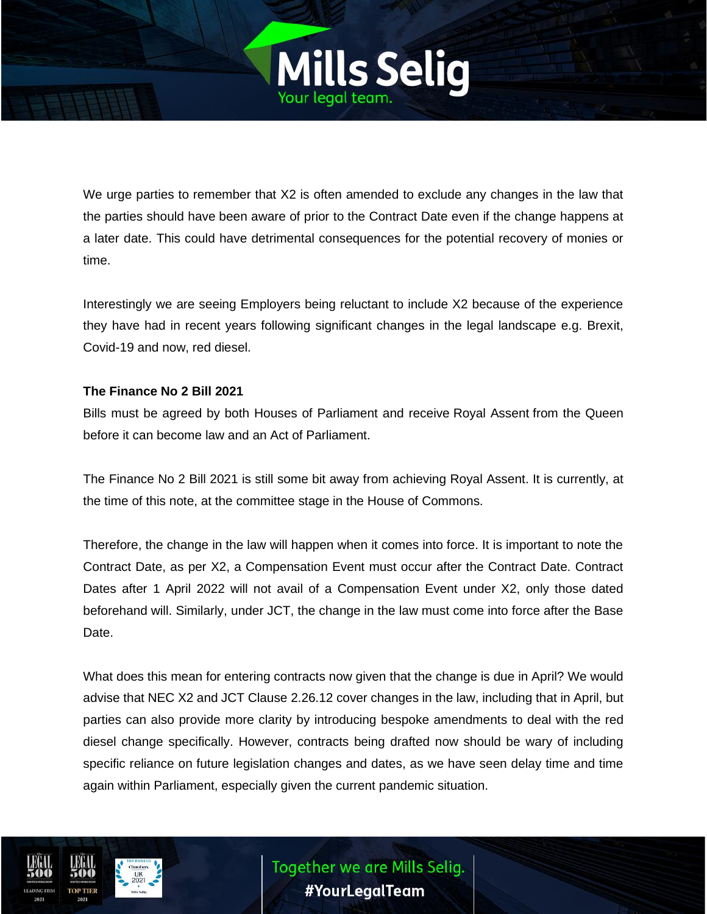We urge parties to remember that X2 is often amended to exclude any changes in the law that the parties should have been aware of prior to the Contract Date even if the change happens at a later date. This could have detrimental consequences for the potential recovery of monies or time.

Interestingly we are seeing Employers being reluctant to include X2 because of the experience they have had in recent years following significant changes in the legal landscape e.g. Brexit, Covid-19 and now, red diesel.

**The Finance No 2 Bill 2021**

Bills must be agreed by both Houses of Parliament and receive Royal Assent from the Queen before it can become law and an Act of Parliament.

The Finance No 2 Bill 2021 is still some bit away from achieving Royal Assent. It is currently, at the time of this note, at the committee stage in the House of Commons.

Therefore, the change in the law will happen when it comes into force. It is important to note the Contract Date, as per X2, a Compensation Event must occur after the Contract Date. Contract Dates after 1 April 2022 will not avail of a Compensation Event under X2, only those dated beforehand will. Similarly, under JCT, the change in the law must come into force after the Base Date.

What does this mean for entering contracts now given that the change is due in April? We would advise that NEC X2 and JCT Clause 2.26.12 cover changes in the law, including that in April, but parties can also provide more clarity by introducing bespoke amendments to deal with the red diesel change specifically. However, contracts being drafted now should be wary of including specific reliance on future legislation changes and dates, as we have seen delay time and time again within Parliament, especially given the current pandemic situation.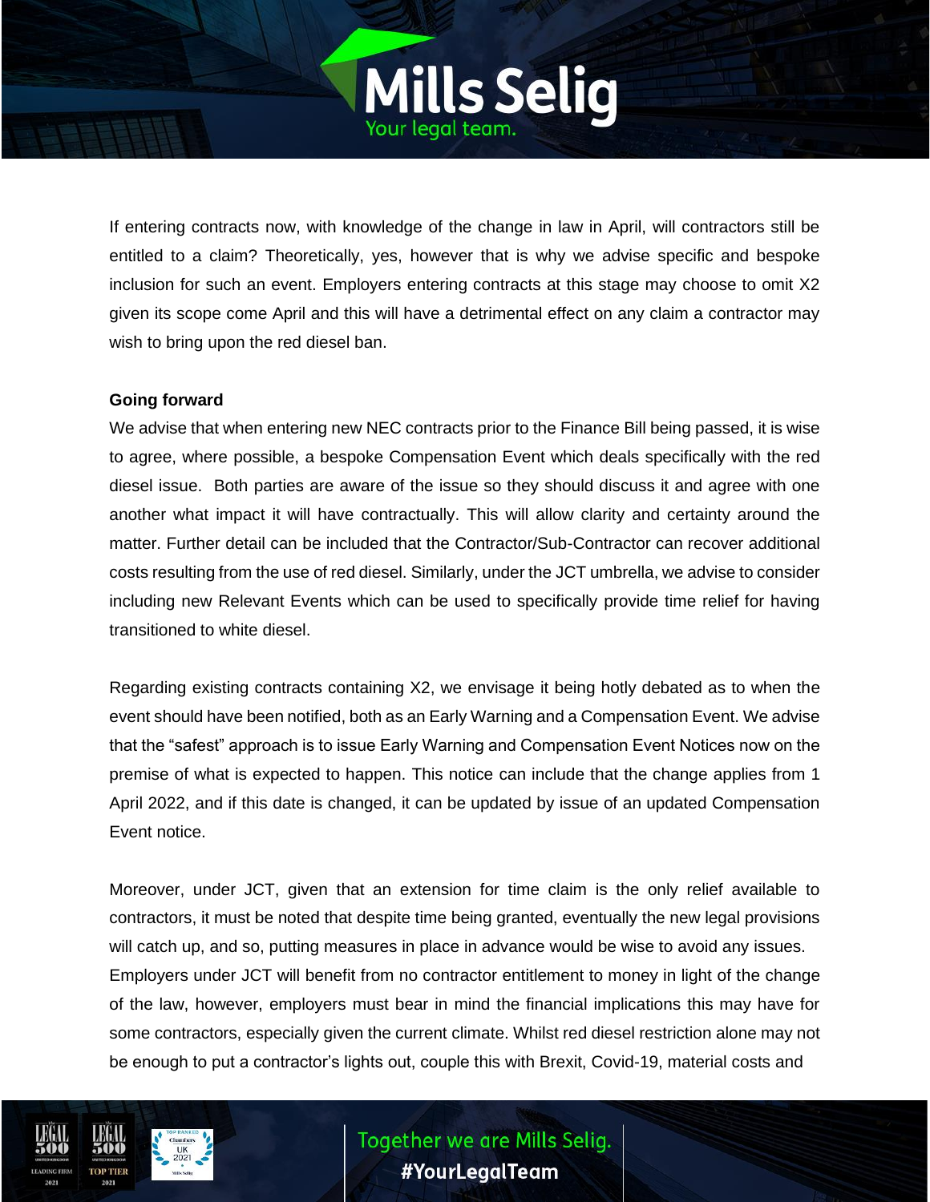If entering contracts now, with knowledge of the change in law in April, will contractors still be entitled to a claim? Theoretically, yes, however that is why we advise specific and bespoke inclusion for such an event. Employers entering contracts at this stage may choose to omit X2 given its scope come April and this will have a detrimental effect on any claim a contractor may wish to bring upon the red diesel ban.

**Going forward**

We advise that when entering new NEC contracts prior to the Finance Bill being passed, it is wise to agree, where possible, a bespoke Compensation Event which deals specifically with the red diesel issue. Both parties are aware of the issue so they should discuss it and agree with one another what impact it will have contractually. This will allow clarity and certainty around the matter. Further detail can be included that the Contractor/Sub-Contractor can recover additional costs resulting from the use of red diesel. Similarly, under the JCT umbrella, we advise to consider including new Relevant Events which can be used to specifically provide time relief for having transitioned to white diesel.

Regarding existing contracts containing X2, we envisage it being hotly debated as to when the event should have been notified, both as an Early Warning and a Compensation Event. We advise that the "safest" approach is to issue Early Warning and Compensation Event Notices now on the premise of what is expected to happen. This notice can include that the change applies from 1 April 2022, and if this date is changed, it can be updated by issue of an updated Compensation Event notice.

Moreover, under JCT, given that an extension for time claim is the only relief available to contractors, it must be noted that despite time being granted, eventually the new legal provisions will catch up, and so, putting measures in place in advance would be wise to avoid any issues. Employers under JCT will benefit from no contractor entitlement to money in light of the change of the law, however, employers must bear in mind the financial implications this may have for some contractors, especially given the current climate. Whilst red diesel restriction alone may not be enough to put a contractor's lights out, couple this with Brexit, Covid-19, material costs and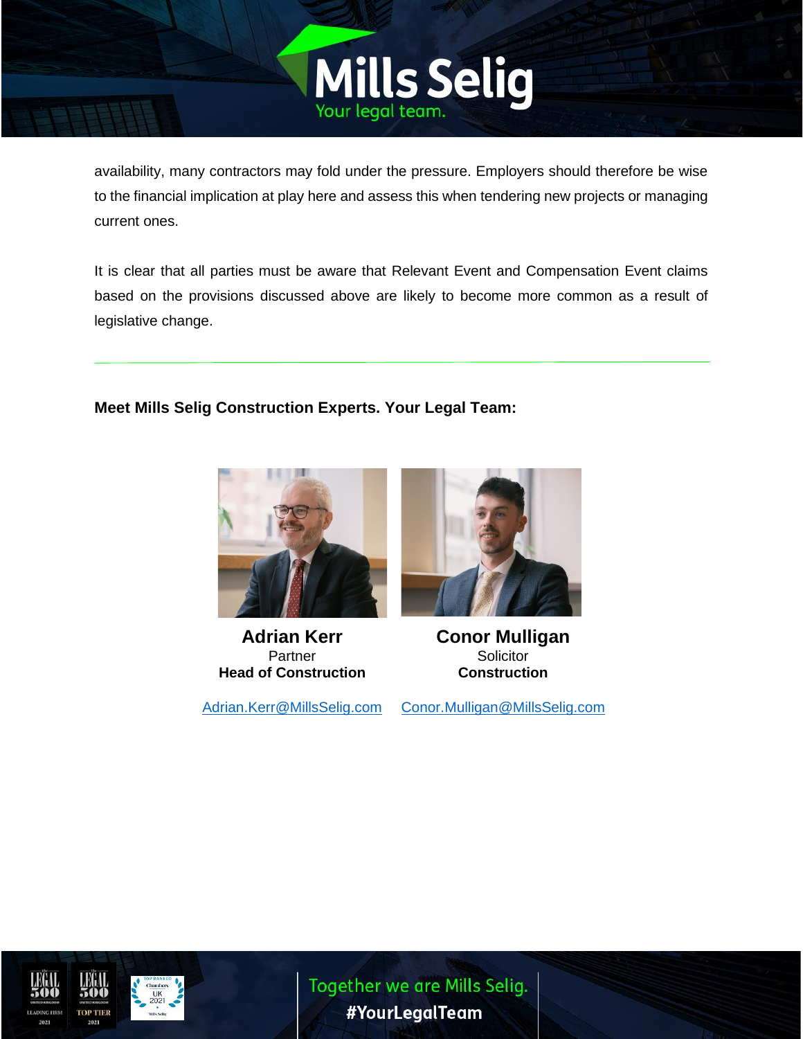availability, many contractors may fold under the pressure. Employers should therefore be wise to the financial implication at play here and assess this when tendering new projects or managing current ones.

It is clear that all parties must be aware that Relevant Event and Compensation Event claims based on the provisions discussed above are likely to become more common as a result of legislative change.

---

**Meet Mills Selig Construction Experts. Your Legal Team:**

**Adrian Kerr**
Partner
**Head of Construction**

Adrian.Kerr@MillsSelig.com

**Conor Mulligan**
Solicitor
**Construction**

Conor.Mulligan@MillsSelig.com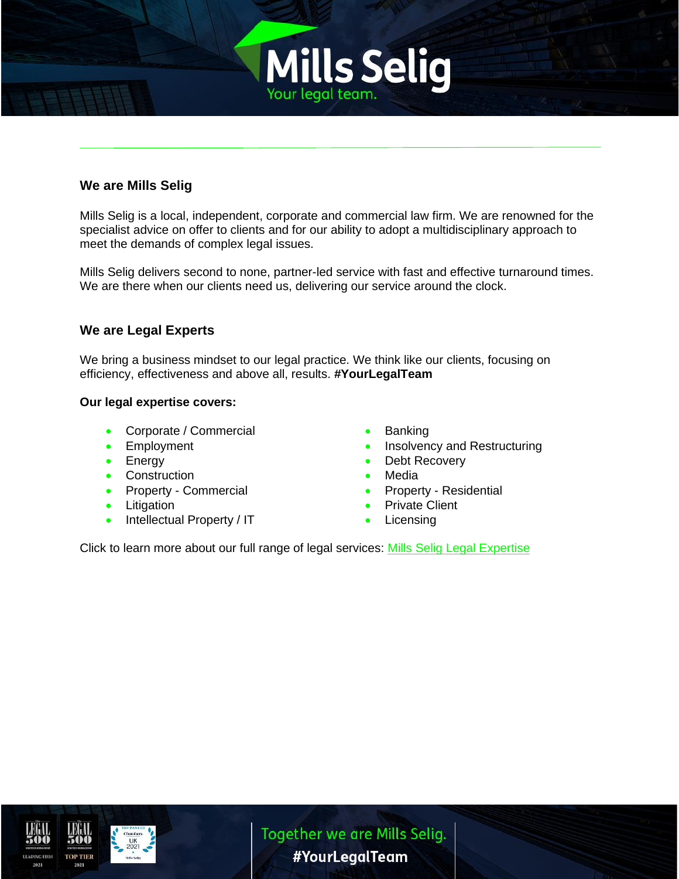## We are Mills Selig

Mills Selig is a local, independent, corporate and commercial law firm. We are renowned for the specialist advice on offer to clients and for our ability to adopt a multidisciplinary approach to meet the demands of complex legal issues.

Mills Selig delivers second to none, partner-led service with fast and effective turnaround times. We are there when our clients need us, delivering our service around the clock.

## We are Legal Experts

We bring a business mindset to our legal practice. We think like our clients, focusing on efficiency, effectiveness and above all, results. **#YourLegalTeam**

**Our legal expertise covers:**

- Corporate / Commercial
- Employment
- Energy
- Construction
- Property - Commercial
- Litigation
- Intellectual Property / IT
- Banking
- Insolvency and Restructuring
- Debt Recovery
- Media
- Property - Residential
- Private Client
- Licensing

Click to learn more about our full range of legal services: [Mills Selig Legal Expertise]

Together we are Mills Selig.
#YourLegalTeam